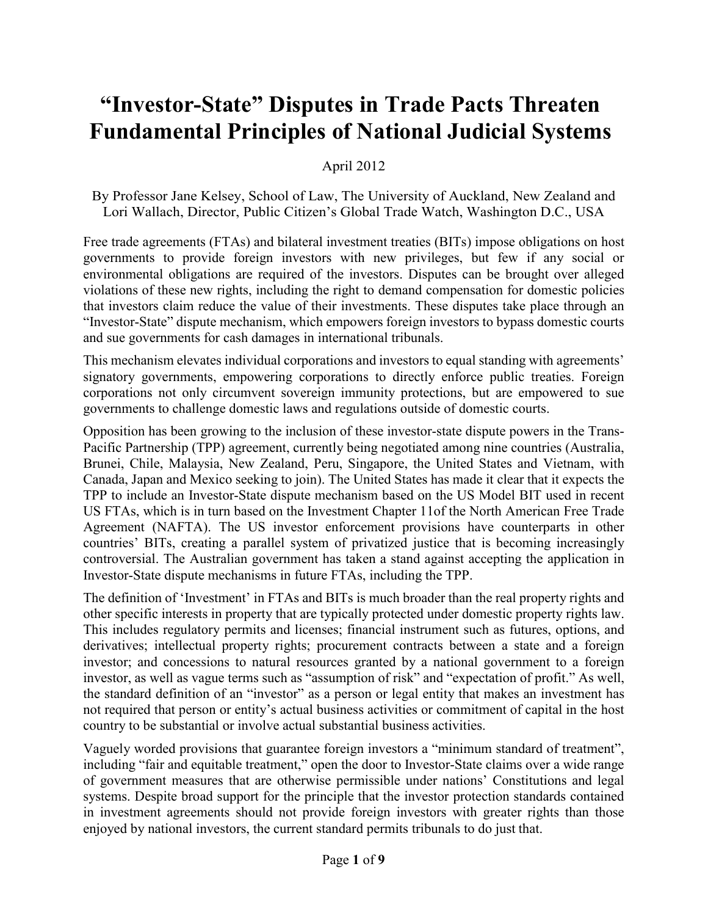# “Investor-State” Disputes in Trade Pacts Threaten Fundamental Principles of National Judicial Systems

April 2012

By Professor Jane Kelsey, School of Law, The University of Auckland, New Zealand and Lori Wallach, Director, Public Citizen’s Global Trade Watch, Washington D.C., USA

Free trade agreements (FTAs) and bilateral investment treaties (BITs) impose obligations on host governments to provide foreign investors with new privileges, but few if any social or environmental obligations are required of the investors. Disputes can be brought over alleged violations of these new rights, including the right to demand compensation for domestic policies that investors claim reduce the value of their investments. These disputes take place through an “Investor-State” dispute mechanism, which empowers foreign investors to bypass domestic courts and sue governments for cash damages in international tribunals.

This mechanism elevates individual corporations and investors to equal standing with agreements’ signatory governments, empowering corporations to directly enforce public treaties. Foreign corporations not only circumvent sovereign immunity protections, but are empowered to sue governments to challenge domestic laws and regulations outside of domestic courts.

Opposition has been growing to the inclusion of these investor-state dispute powers in the Trans-Pacific Partnership (TPP) agreement, currently being negotiated among nine countries (Australia, Brunei, Chile, Malaysia, New Zealand, Peru, Singapore, the United States and Vietnam, with Canada, Japan and Mexico seeking to join). The United States has made it clear that it expects the TPP to include an Investor-State dispute mechanism based on the US Model BIT used in recent US FTAs, which is in turn based on the Investment Chapter 11of the North American Free Trade Agreement (NAFTA). The US investor enforcement provisions have counterparts in other countries’ BITs, creating a parallel system of privatized justice that is becoming increasingly controversial. The Australian government has taken a stand against accepting the application in Investor-State dispute mechanisms in future FTAs, including the TPP.

The definition of ‘Investment’ in FTAs and BITs is much broader than the real property rights and other specific interests in property that are typically protected under domestic property rights law. This includes regulatory permits and licenses; financial instrument such as futures, options, and derivatives; intellectual property rights; procurement contracts between a state and a foreign investor; and concessions to natural resources granted by a national government to a foreign investor, as well as vague terms such as “assumption of risk” and “expectation of profit.” As well, the standard definition of an “investor” as a person or legal entity that makes an investment has not required that person or entity’s actual business activities or commitment of capital in the host country to be substantial or involve actual substantial business activities.

Vaguely worded provisions that guarantee foreign investors a “minimum standard of treatment”, including “fair and equitable treatment,” open the door to Investor-State claims over a wide range of government measures that are otherwise permissible under nations’ Constitutions and legal systems. Despite broad support for the principle that the investor protection standards contained in investment agreements should not provide foreign investors with greater rights than those enjoyed by national investors, the current standard permits tribunals to do just that.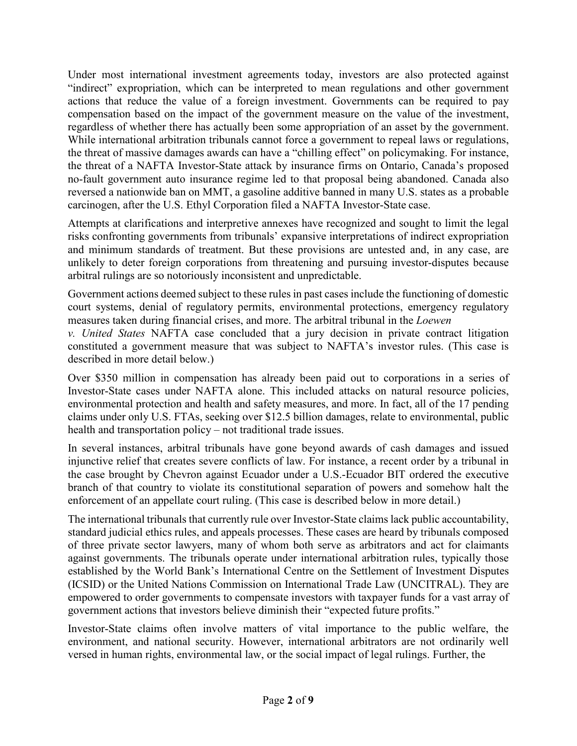Under most international investment agreements today, investors are also protected against "indirect" expropriation, which can be interpreted to mean regulations and other government actions that reduce the value of a foreign investment. Governments can be required to pay compensation based on the impact of the government measure on the value of the investment, regardless of whether there has actually been some appropriation of an asset by the government. While international arbitration tribunals cannot force a government to repeal laws or regulations, the threat of massive damages awards can have a "chilling effect" on policymaking. For instance, the threat of a NAFTA Investor-State attack by insurance firms on Ontario, Canada's proposed no-fault government auto insurance regime led to that proposal being abandoned. Canada also reversed a nationwide ban on MMT, a gasoline additive banned in many U.S. states as a probable carcinogen, after the U.S. Ethyl Corporation filed a NAFTA Investor-State case.

Attempts at clarifications and interpretive annexes have recognized and sought to limit the legal risks confronting governments from tribunals' expansive interpretations of indirect expropriation and minimum standards of treatment. But these provisions are untested and, in any case, are unlikely to deter foreign corporations from threatening and pursuing investor-disputes because arbitral rulings are so notoriously inconsistent and unpredictable.

Government actions deemed subject to these rules in past cases include the functioning of domestic court systems, denial of regulatory permits, environmental protections, emergency regulatory measures taken during financial crises, and more. The arbitral tribunal in the *Loewen v. United States* NAFTA case concluded that a jury decision in private contract litigation constituted a government measure that was subject to NAFTA's investor rules. (This case is described in more detail below.)

Over $350 million in compensation has already been paid out to corporations in a series of Investor-State cases under NAFTA alone. This included attacks on natural resource policies, environmental protection and health and safety measures, and more. In fact, all of the 17 pending claims under only U.S. FTAs, seeking over $12.5 billion damages, relate to environmental, public health and transportation policy – not traditional trade issues.

In several instances, arbitral tribunals have gone beyond awards of cash damages and issued injunctive relief that creates severe conflicts of law. For instance, a recent order by a tribunal in the case brought by Chevron against Ecuador under a U.S.-Ecuador BIT ordered the executive branch of that country to violate its constitutional separation of powers and somehow halt the enforcement of an appellate court ruling. (This case is described below in more detail.)

The international tribunals that currently rule over Investor-State claims lack public accountability, standard judicial ethics rules, and appeals processes. These cases are heard by tribunals composed of three private sector lawyers, many of whom both serve as arbitrators and act for claimants against governments. The tribunals operate under international arbitration rules, typically those established by the World Bank's International Centre on the Settlement of Investment Disputes (ICSID) or the United Nations Commission on International Trade Law (UNCITRAL). They are empowered to order governments to compensate investors with taxpayer funds for a vast array of government actions that investors believe diminish their "expected future profits."

Investor-State claims often involve matters of vital importance to the public welfare, the environment, and national security. However, international arbitrators are not ordinarily well versed in human rights, environmental law, or the social impact of legal rulings. Further, the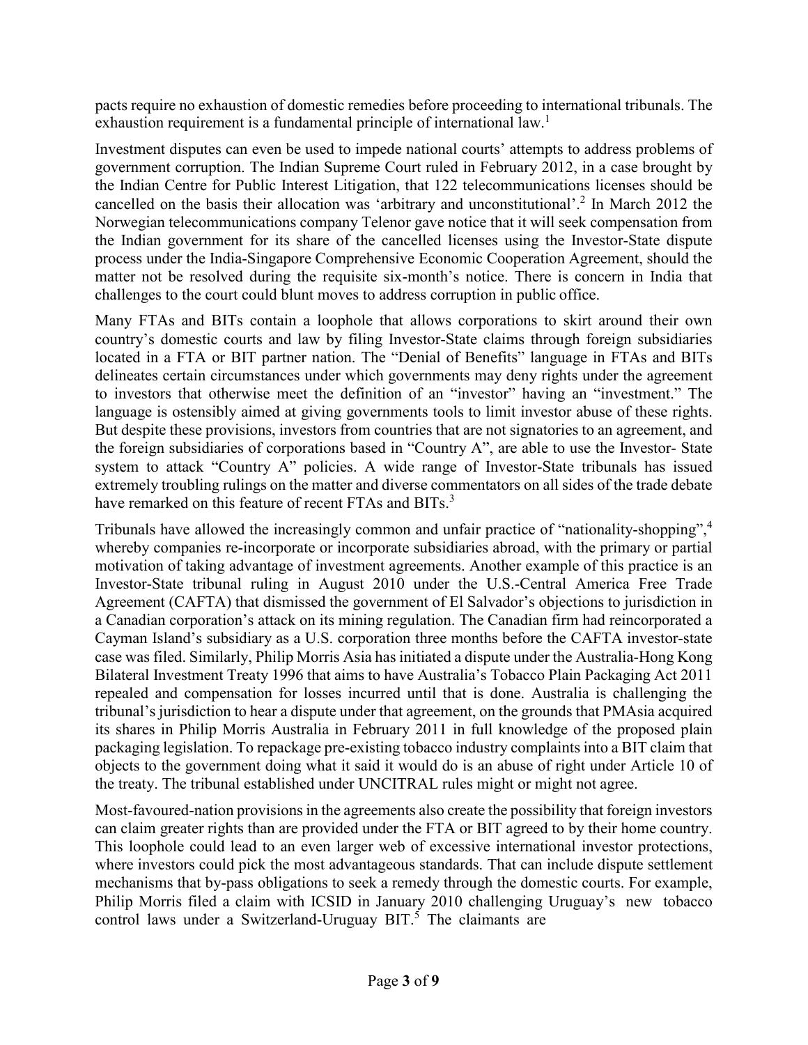pacts require no exhaustion of domestic remedies before proceeding to international tribunals. The exhaustion requirement is a fundamental principle of international law.[1]

Investment disputes can even be used to impede national courts' attempts to address problems of government corruption. The Indian Supreme Court ruled in February 2012, in a case brought by the Indian Centre for Public Interest Litigation, that 122 telecommunications licenses should be cancelled on the basis their allocation was 'arbitrary and unconstitutional'.[2] In March 2012 the Norwegian telecommunications company Telenor gave notice that it will seek compensation from the Indian government for its share of the cancelled licenses using the Investor-State dispute process under the India-Singapore Comprehensive Economic Cooperation Agreement, should the matter not be resolved during the requisite six-month's notice. There is concern in India that challenges to the court could blunt moves to address corruption in public office.

Many FTAs and BITs contain a loophole that allows corporations to skirt around their own country's domestic courts and law by filing Investor-State claims through foreign subsidiaries located in a FTA or BIT partner nation. The "Denial of Benefits" language in FTAs and BITs delineates certain circumstances under which governments may deny rights under the agreement to investors that otherwise meet the definition of an "investor" having an "investment." The language is ostensibly aimed at giving governments tools to limit investor abuse of these rights. But despite these provisions, investors from countries that are not signatories to an agreement, and the foreign subsidiaries of corporations based in "Country A", are able to use the Investor- State system to attack "Country A" policies. A wide range of Investor-State tribunals has issued extremely troubling rulings on the matter and diverse commentators on all sides of the trade debate have remarked on this feature of recent FTAs and BITs.[3]

Tribunals have allowed the increasingly common and unfair practice of "nationality-shopping",[4] whereby companies re-incorporate or incorporate subsidiaries abroad, with the primary or partial motivation of taking advantage of investment agreements. Another example of this practice is an Investor-State tribunal ruling in August 2010 under the U.S.-Central America Free Trade Agreement (CAFTA) that dismissed the government of El Salvador's objections to jurisdiction in a Canadian corporation's attack on its mining regulation. The Canadian firm had reincorporated a Cayman Island's subsidiary as a U.S. corporation three months before the CAFTA investor-state case was filed. Similarly, Philip Morris Asia has initiated a dispute under the Australia-Hong Kong Bilateral Investment Treaty 1996 that aims to have Australia's Tobacco Plain Packaging Act 2011 repealed and compensation for losses incurred until that is done. Australia is challenging the tribunal's jurisdiction to hear a dispute under that agreement, on the grounds that PMAsia acquired its shares in Philip Morris Australia in February 2011 in full knowledge of the proposed plain packaging legislation. To repackage pre-existing tobacco industry complaints into a BIT claim that objects to the government doing what it said it would do is an abuse of right under Article 10 of the treaty. The tribunal established under UNCITRAL rules might or might not agree.

Most-favoured-nation provisions in the agreements also create the possibility that foreign investors can claim greater rights than are provided under the FTA or BIT agreed to by their home country. This loophole could lead to an even larger web of excessive international investor protections, where investors could pick the most advantageous standards. That can include dispute settlement mechanisms that by-pass obligations to seek a remedy through the domestic courts. For example, Philip Morris filed a claim with ICSID in January 2010 challenging Uruguay's new tobacco control laws under a Switzerland-Uruguay BIT.[5] The claimants are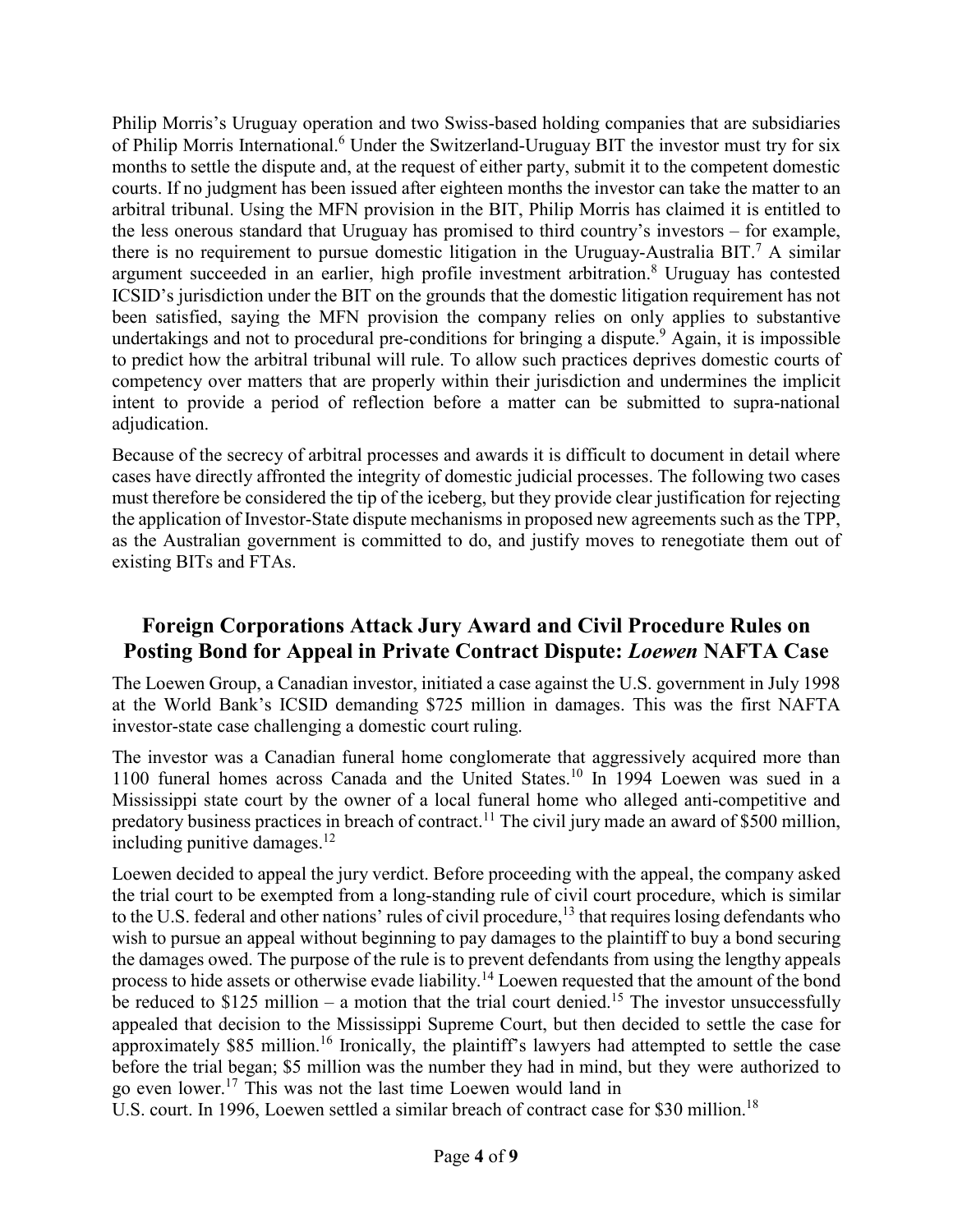Philip Morris's Uruguay operation and two Swiss-based holding companies that are subsidiaries of Philip Morris International.[6] Under the Switzerland-Uruguay BIT the investor must try for six months to settle the dispute and, at the request of either party, submit it to the competent domestic courts. If no judgment has been issued after eighteen months the investor can take the matter to an arbitral tribunal. Using the MFN provision in the BIT, Philip Morris has claimed it is entitled to the less onerous standard that Uruguay has promised to third country's investors – for example, there is no requirement to pursue domestic litigation in the Uruguay-Australia BIT.[7] A similar argument succeeded in an earlier, high profile investment arbitration.[8] Uruguay has contested ICSID's jurisdiction under the BIT on the grounds that the domestic litigation requirement has not been satisfied, saying the MFN provision the company relies on only applies to substantive undertakings and not to procedural pre-conditions for bringing a dispute.[9] Again, it is impossible to predict how the arbitral tribunal will rule. To allow such practices deprives domestic courts of competency over matters that are properly within their jurisdiction and undermines the implicit intent to provide a period of reflection before a matter can be submitted to supra-national adjudication.

Because of the secrecy of arbitral processes and awards it is difficult to document in detail where cases have directly affronted the integrity of domestic judicial processes. The following two cases must therefore be considered the tip of the iceberg, but they provide clear justification for rejecting the application of Investor-State dispute mechanisms in proposed new agreements such as the TPP, as the Australian government is committed to do, and justify moves to renegotiate them out of existing BITs and FTAs.

## Foreign Corporations Attack Jury Award and Civil Procedure Rules on Posting Bond for Appeal in Private Contract Dispute: *Loewen* NAFTA Case

The Loewen Group, a Canadian investor, initiated a case against the U.S. government in July 1998 at the World Bank's ICSID demanding $725 million in damages. This was the first NAFTA investor-state case challenging a domestic court ruling.

The investor was a Canadian funeral home conglomerate that aggressively acquired more than 1100 funeral homes across Canada and the United States.[10] In 1994 Loewen was sued in a Mississippi state court by the owner of a local funeral home who alleged anti-competitive and predatory business practices in breach of contract.[11] The civil jury made an award of $500 million, including punitive damages.[12]

Loewen decided to appeal the jury verdict. Before proceeding with the appeal, the company asked the trial court to be exempted from a long-standing rule of civil court procedure, which is similar to the U.S. federal and other nations' rules of civil procedure,[13] that requires losing defendants who wish to pursue an appeal without beginning to pay damages to the plaintiff to buy a bond securing the damages owed. The purpose of the rule is to prevent defendants from using the lengthy appeals process to hide assets or otherwise evade liability.[14] Loewen requested that the amount of the bond be reduced to $125 million – a motion that the trial court denied.[15] The investor unsuccessfully appealed that decision to the Mississippi Supreme Court, but then decided to settle the case for approximately $85 million.[16] Ironically, the plaintiff's lawyers had attempted to settle the case before the trial began; $5 million was the number they had in mind, but they were authorized to go even lower.[17] This was not the last time Loewen would land in U.S. court. In 1996, Loewen settled a similar breach of contract case for $30 million.[18]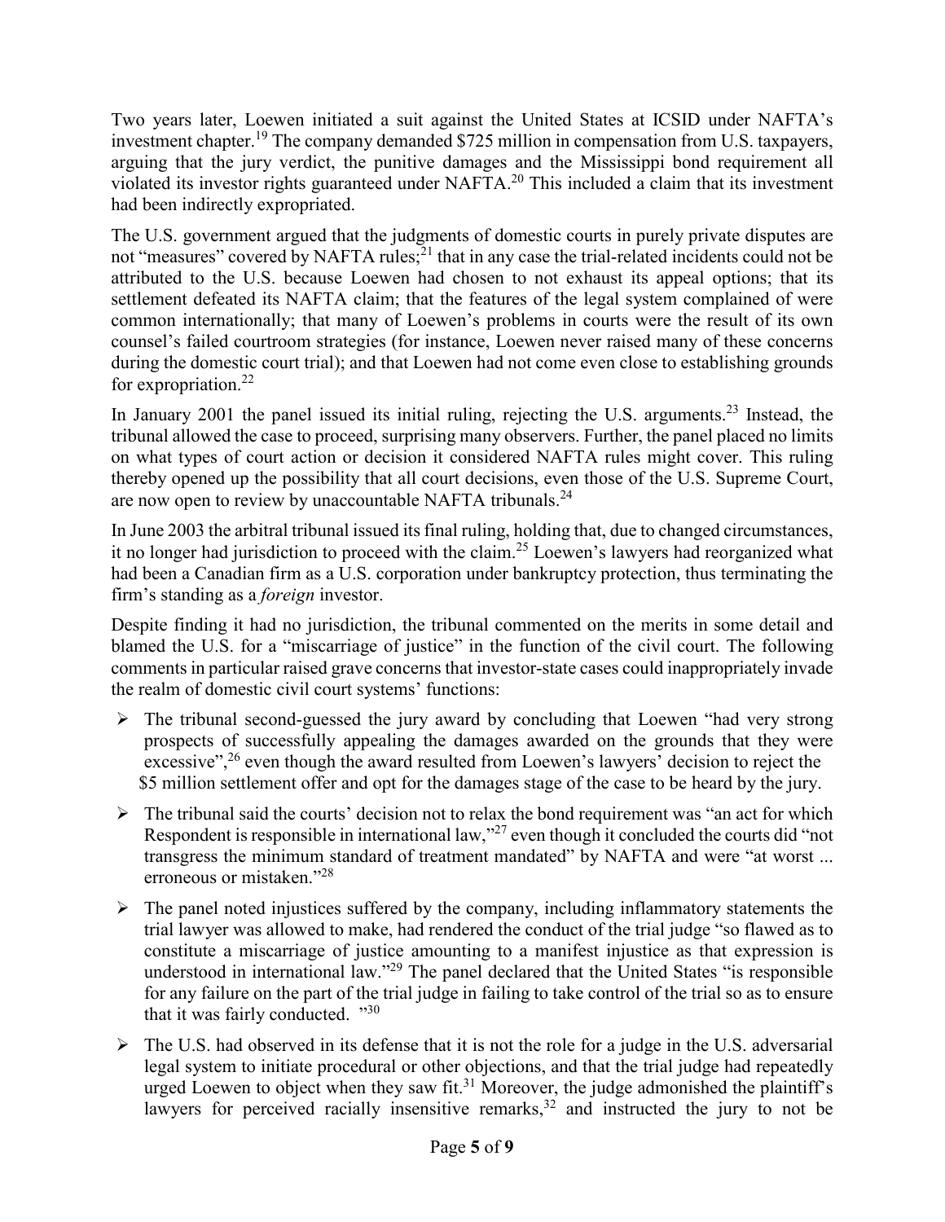Two years later, Loewen initiated a suit against the United States at ICSID under NAFTA's investment chapter.[19] The company demanded $725 million in compensation from U.S. taxpayers, arguing that the jury verdict, the punitive damages and the Mississippi bond requirement all violated its investor rights guaranteed under NAFTA.[20] This included a claim that its investment had been indirectly expropriated.

The U.S. government argued that the judgments of domestic courts in purely private disputes are not "measures" covered by NAFTA rules;[21] that in any case the trial-related incidents could not be attributed to the U.S. because Loewen had chosen to not exhaust its appeal options; that its settlement defeated its NAFTA claim; that the features of the legal system complained of were common internationally; that many of Loewen's problems in courts were the result of its own counsel's failed courtroom strategies (for instance, Loewen never raised many of these concerns during the domestic court trial); and that Loewen had not come even close to establishing grounds for expropriation.[22]

In January 2001 the panel issued its initial ruling, rejecting the U.S. arguments.[23] Instead, the tribunal allowed the case to proceed, surprising many observers. Further, the panel placed no limits on what types of court action or decision it considered NAFTA rules might cover. This ruling thereby opened up the possibility that all court decisions, even those of the U.S. Supreme Court, are now open to review by unaccountable NAFTA tribunals.[24]

In June 2003 the arbitral tribunal issued its final ruling, holding that, due to changed circumstances, it no longer had jurisdiction to proceed with the claim.[25] Loewen's lawyers had reorganized what had been a Canadian firm as a U.S. corporation under bankruptcy protection, thus terminating the firm's standing as a *foreign* investor.

Despite finding it had no jurisdiction, the tribunal commented on the merits in some detail and blamed the U.S. for a "miscarriage of justice" in the function of the civil court. The following comments in particular raised grave concerns that investor-state cases could inappropriately invade the realm of domestic civil court systems' functions:

- The tribunal second-guessed the jury award by concluding that Loewen "had very strong prospects of successfully appealing the damages awarded on the grounds that they were excessive",[26] even though the award resulted from Loewen's lawyers' decision to reject the $5 million settlement offer and opt for the damages stage of the case to be heard by the jury.
- The tribunal said the courts' decision not to relax the bond requirement was "an act for which Respondent is responsible in international law,"[27] even though it concluded the courts did "not transgress the minimum standard of treatment mandated" by NAFTA and were "at worst ... erroneous or mistaken."[28]
- The panel noted injustices suffered by the company, including inflammatory statements the trial lawyer was allowed to make, had rendered the conduct of the trial judge "so flawed as to constitute a miscarriage of justice amounting to a manifest injustice as that expression is understood in international law."[29] The panel declared that the United States "is responsible for any failure on the part of the trial judge in failing to take control of the trial so as to ensure that it was fairly conducted. "[30]
- The U.S. had observed in its defense that it is not the role for a judge in the U.S. adversarial legal system to initiate procedural or other objections, and that the trial judge had repeatedly urged Loewen to object when they saw fit.[31] Moreover, the judge admonished the plaintiff's lawyers for perceived racially insensitive remarks,[32] and instructed the jury to not be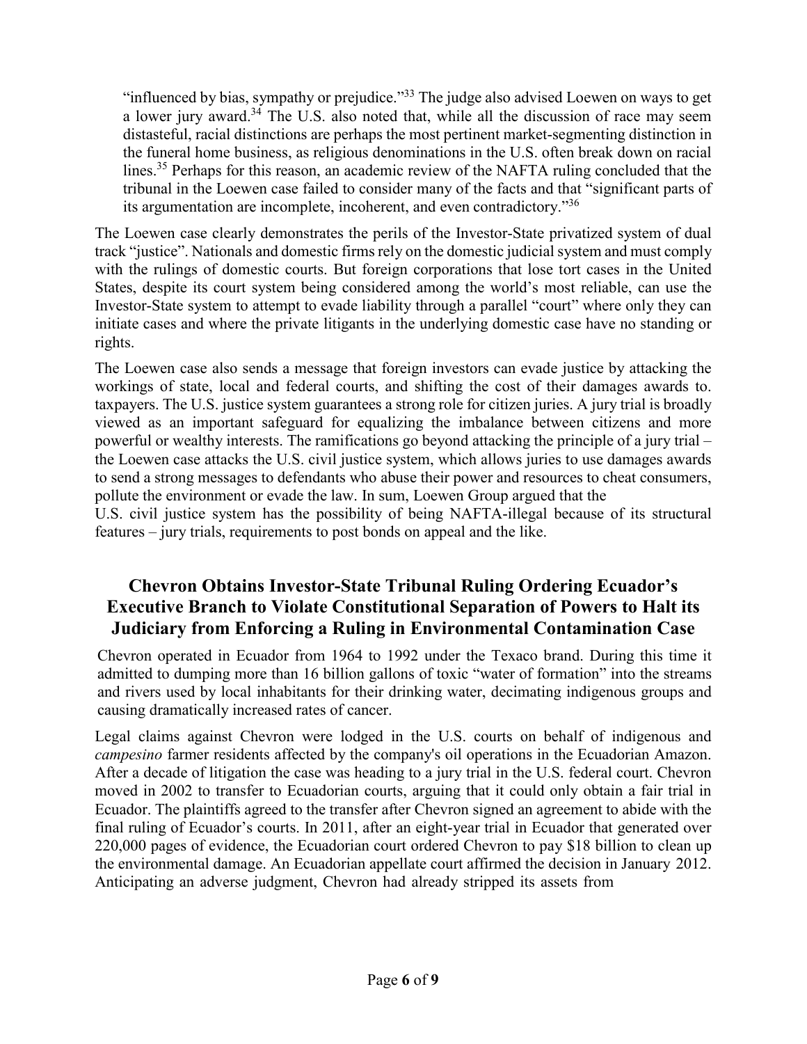"influenced by bias, sympathy or prejudice."[33] The judge also advised Loewen on ways to get a lower jury award.[34] The U.S. also noted that, while all the discussion of race may seem distasteful, racial distinctions are perhaps the most pertinent market-segmenting distinction in the funeral home business, as religious denominations in the U.S. often break down on racial lines.[35] Perhaps for this reason, an academic review of the NAFTA ruling concluded that the tribunal in the Loewen case failed to consider many of the facts and that "significant parts of its argumentation are incomplete, incoherent, and even contradictory."[36]

The Loewen case clearly demonstrates the perils of the Investor-State privatized system of dual track "justice". Nationals and domestic firms rely on the domestic judicial system and must comply with the rulings of domestic courts. But foreign corporations that lose tort cases in the United States, despite its court system being considered among the world's most reliable, can use the Investor-State system to attempt to evade liability through a parallel "court" where only they can initiate cases and where the private litigants in the underlying domestic case have no standing or rights.

The Loewen case also sends a message that foreign investors can evade justice by attacking the workings of state, local and federal courts, and shifting the cost of their damages awards to. taxpayers. The U.S. justice system guarantees a strong role for citizen juries. A jury trial is broadly viewed as an important safeguard for equalizing the imbalance between citizens and more powerful or wealthy interests. The ramifications go beyond attacking the principle of a jury trial – the Loewen case attacks the U.S. civil justice system, which allows juries to use damages awards to send a strong messages to defendants who abuse their power and resources to cheat consumers, pollute the environment or evade the law. In sum, Loewen Group argued that the U.S. civil justice system has the possibility of being NAFTA-illegal because of its structural features – jury trials, requirements to post bonds on appeal and the like.

## Chevron Obtains Investor-State Tribunal Ruling Ordering Ecuador's Executive Branch to Violate Constitutional Separation of Powers to Halt its Judiciary from Enforcing a Ruling in Environmental Contamination Case

Chevron operated in Ecuador from 1964 to 1992 under the Texaco brand. During this time it admitted to dumping more than 16 billion gallons of toxic "water of formation" into the streams and rivers used by local inhabitants for their drinking water, decimating indigenous groups and causing dramatically increased rates of cancer.

Legal claims against Chevron were lodged in the U.S. courts on behalf of indigenous and *campesino* farmer residents affected by the company's oil operations in the Ecuadorian Amazon. After a decade of litigation the case was heading to a jury trial in the U.S. federal court. Chevron moved in 2002 to transfer to Ecuadorian courts, arguing that it could only obtain a fair trial in Ecuador. The plaintiffs agreed to the transfer after Chevron signed an agreement to abide with the final ruling of Ecuador's courts. In 2011, after an eight-year trial in Ecuador that generated over 220,000 pages of evidence, the Ecuadorian court ordered Chevron to pay $18 billion to clean up the environmental damage. An Ecuadorian appellate court affirmed the decision in January 2012. Anticipating an adverse judgment, Chevron had already stripped its assets from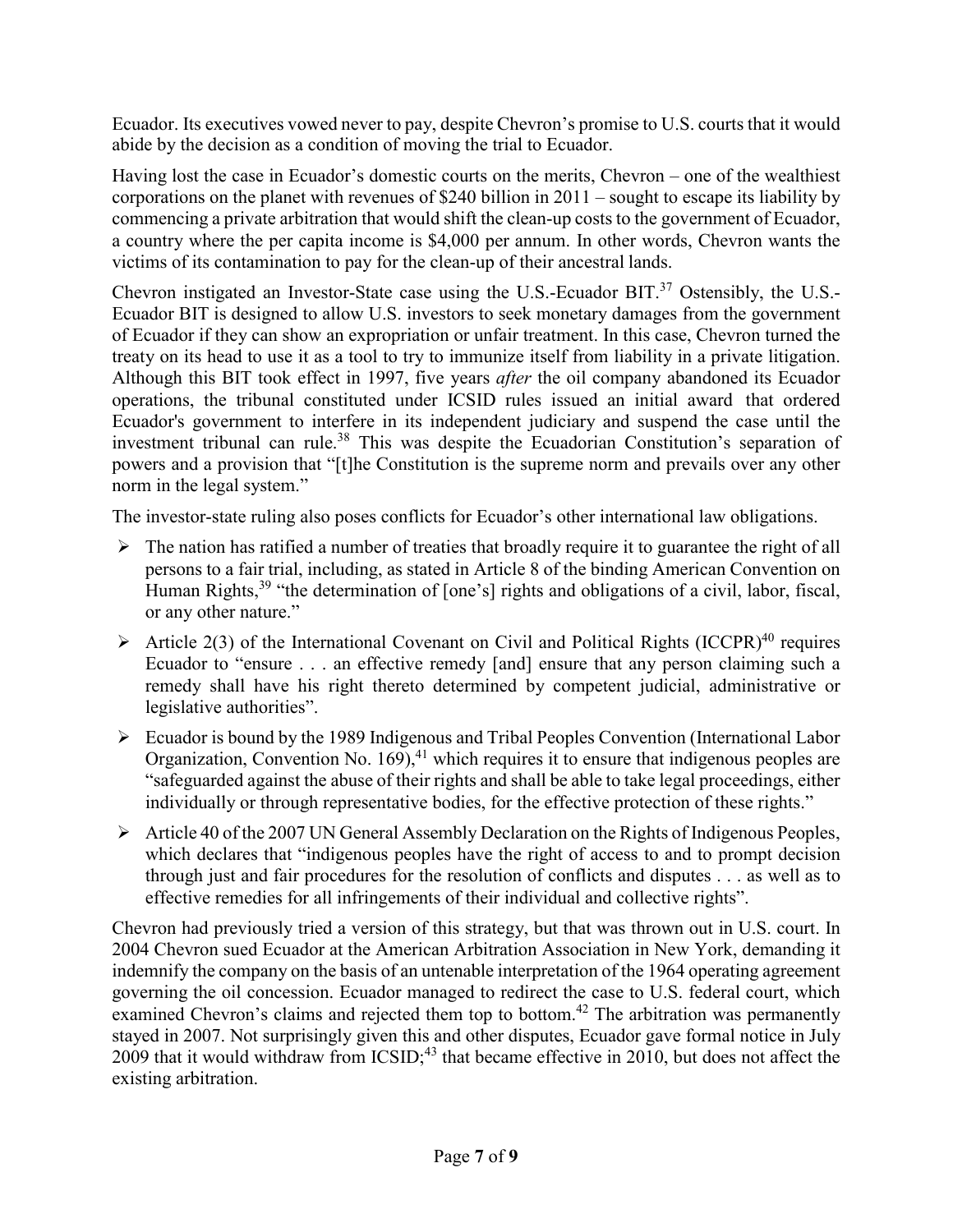Ecuador. Its executives vowed never to pay, despite Chevron's promise to U.S. courts that it would abide by the decision as a condition of moving the trial to Ecuador.

Having lost the case in Ecuador's domestic courts on the merits, Chevron – one of the wealthiest corporations on the planet with revenues of $240 billion in 2011 – sought to escape its liability by commencing a private arbitration that would shift the clean-up costs to the government of Ecuador, a country where the per capita income is $4,000 per annum. In other words, Chevron wants the victims of its contamination to pay for the clean-up of their ancestral lands.

Chevron instigated an Investor-State case using the U.S.-Ecuador BIT.[37] Ostensibly, the U.S.-Ecuador BIT is designed to allow U.S. investors to seek monetary damages from the government of Ecuador if they can show an expropriation or unfair treatment. In this case, Chevron turned the treaty on its head to use it as a tool to try to immunize itself from liability in a private litigation. Although this BIT took effect in 1997, five years *after* the oil company abandoned its Ecuador operations, the tribunal constituted under ICSID rules issued an initial award that ordered Ecuador's government to interfere in its independent judiciary and suspend the case until the investment tribunal can rule.[38] This was despite the Ecuadorian Constitution's separation of powers and a provision that "[t]he Constitution is the supreme norm and prevails over any other norm in the legal system."

The investor-state ruling also poses conflicts for Ecuador's other international law obligations.

- The nation has ratified a number of treaties that broadly require it to guarantee the right of all persons to a fair trial, including, as stated in Article 8 of the binding American Convention on Human Rights,[39] "the determination of [one's] rights and obligations of a civil, labor, fiscal, or any other nature."
- Article 2(3) of the International Covenant on Civil and Political Rights (ICCPR)[40] requires Ecuador to "ensure . . . an effective remedy [and] ensure that any person claiming such a remedy shall have his right thereto determined by competent judicial, administrative or legislative authorities".
- Ecuador is bound by the 1989 Indigenous and Tribal Peoples Convention (International Labor Organization, Convention No. 169),[41] which requires it to ensure that indigenous peoples are "safeguarded against the abuse of their rights and shall be able to take legal proceedings, either individually or through representative bodies, for the effective protection of these rights."
- Article 40 of the 2007 UN General Assembly Declaration on the Rights of Indigenous Peoples, which declares that "indigenous peoples have the right of access to and to prompt decision through just and fair procedures for the resolution of conflicts and disputes . . . as well as to effective remedies for all infringements of their individual and collective rights".

Chevron had previously tried a version of this strategy, but that was thrown out in U.S. court. In 2004 Chevron sued Ecuador at the American Arbitration Association in New York, demanding it indemnify the company on the basis of an untenable interpretation of the 1964 operating agreement governing the oil concession. Ecuador managed to redirect the case to U.S. federal court, which examined Chevron's claims and rejected them top to bottom.[42] The arbitration was permanently stayed in 2007. Not surprisingly given this and other disputes, Ecuador gave formal notice in July 2009 that it would withdraw from ICSID;[43] that became effective in 2010, but does not affect the existing arbitration.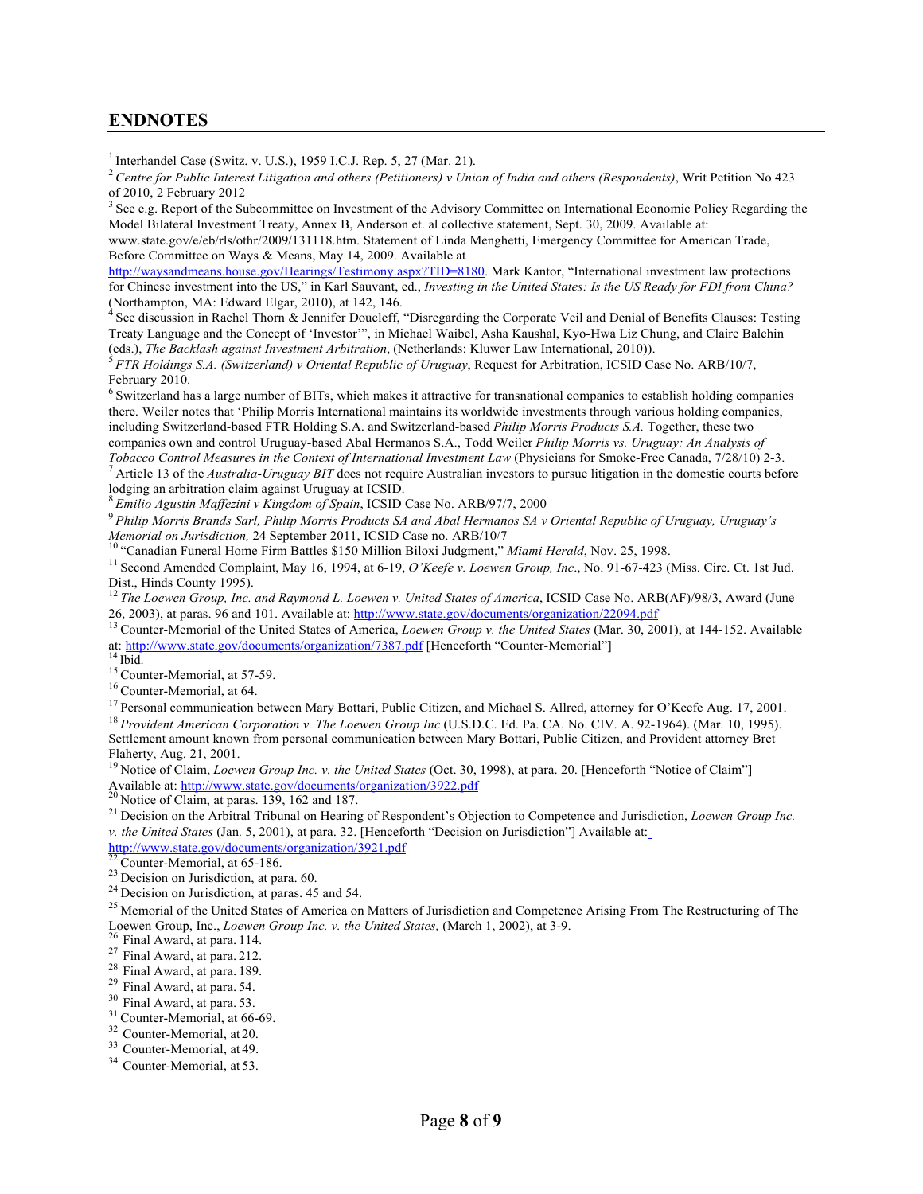## ENDNOTES

[1] Interhandel Case (Switz. v. U.S.), 1959 I.C.J. Rep. 5, 27 (Mar. 21).

[2] *Centre for Public Interest Litigation and others (Petitioners) v Union of India and others (Respondents)*, Writ Petition No 423 of 2010, 2 February 2012

[3] See e.g. Report of the Subcommittee on Investment of the Advisory Committee on International Economic Policy Regarding the Model Bilateral Investment Treaty, Annex B, Anderson et. al collective statement, Sept. 30, 2009. Available at: www.state.gov/e/eb/rls/othr/2009/131118.htm. Statement of Linda Menghetti, Emergency Committee for American Trade, Before Committee on Ways & Means, May 14, 2009. Available at http://waysandmeans.house.gov/Hearings/Testimony.aspx?TID=8180. Mark Kantor, "International investment law protections for Chinese investment into the US," in Karl Sauvant, ed., *Investing in the United States: Is the US Ready for FDI from China?* (Northampton, MA: Edward Elgar, 2010), at 142, 146.

[4] See discussion in Rachel Thorn & Jennifer Doucleff, "Disregarding the Corporate Veil and Denial of Benefits Clauses: Testing Treaty Language and the Concept of 'Investor'", in Michael Waibel, Asha Kaushal, Kyo-Hwa Liz Chung, and Claire Balchin (eds.), *The Backlash against Investment Arbitration*, (Netherlands: Kluwer Law International, 2010)).

[5] *FTR Holdings S.A. (Switzerland) v Oriental Republic of Uruguay*, Request for Arbitration, ICSID Case No. ARB/10/7, February 2010.

[6] Switzerland has a large number of BITs, which makes it attractive for transnational companies to establish holding companies there. Weiler notes that 'Philip Morris International maintains its worldwide investments through various holding companies, including Switzerland-based FTR Holding S.A. and Switzerland-based *Philip Morris Products S.A.* Together, these two companies own and control Uruguay-based Abal Hermanos S.A., Todd Weiler *Philip Morris vs. Uruguay: An Analysis of Tobacco Control Measures in the Context of International Investment Law* (Physicians for Smoke-Free Canada, 7/28/10) 2-3.

[7] Article 13 of the *Australia-Uruguay BIT* does not require Australian investors to pursue litigation in the domestic courts before lodging an arbitration claim against Uruguay at ICSID.

[8] *Emilio Agustin Maffezini v Kingdom of Spain*, ICSID Case No. ARB/97/7, 2000

[9] *Philip Morris Brands Sarl, Philip Morris Products SA and Abal Hermanos SA v Oriental Republic of Uruguay, Uruguay's Memorial on Jurisdiction,* 24 September 2011, ICSID Case no. ARB/10/7

[10] "Canadian Funeral Home Firm Battles $150 Million Biloxi Judgment," *Miami Herald*, Nov. 25, 1998.

[11] Second Amended Complaint, May 16, 1994, at 6-19, *O'Keefe v. Loewen Group, Inc*., No. 91-67-423 (Miss. Circ. Ct. 1st Jud. Dist., Hinds County 1995).

[12] *The Loewen Group, Inc. and Raymond L. Loewen v. United States of America*, ICSID Case No. ARB(AF)/98/3, Award (June 26, 2003), at paras. 96 and 101. Available at: http://www.state.gov/documents/organization/22094.pdf

[13] Counter-Memorial of the United States of America, *Loewen Group v. the United States* (Mar. 30, 2001), at 144-152. Available at: http://www.state.gov/documents/organization/7387.pdf [Henceforth "Counter-Memorial"]

[14] Ibid.

[15] Counter-Memorial, at 57-59.

[16] Counter-Memorial, at 64.

[17] Personal communication between Mary Bottari, Public Citizen, and Michael S. Allred, attorney for O'Keefe Aug. 17, 2001.

[18] *Provident American Corporation v. The Loewen Group Inc* (U.S.D.C. Ed. Pa. CA. No. CIV. A. 92-1964). (Mar. 10, 1995). Settlement amount known from personal communication between Mary Bottari, Public Citizen, and Provident attorney Bret Flaherty, Aug. 21, 2001.

[19] Notice of Claim, *Loewen Group Inc. v. the United States* (Oct. 30, 1998), at para. 20. [Henceforth "Notice of Claim"] Available at: http://www.state.gov/documents/organization/3922.pdf

[20] Notice of Claim, at paras. 139, 162 and 187.

[21] Decision on the Arbitral Tribunal on Hearing of Respondent's Objection to Competence and Jurisdiction, *Loewen Group Inc. v. the United States* (Jan. 5, 2001), at para. 32. [Henceforth "Decision on Jurisdiction"] Available at: http://www.state.gov/documents/organization/3921.pdf

[22] Counter-Memorial, at 65-186.

[23] Decision on Jurisdiction, at para. 60.

[24] Decision on Jurisdiction, at paras. 45 and 54.

[25] Memorial of the United States of America on Matters of Jurisdiction and Competence Arising From The Restructuring of The Loewen Group, Inc., *Loewen Group Inc. v. the United States,* (March 1, 2002), at 3-9.

[26] Final Award, at para. 114.

[27] Final Award, at para. 212.

[28] Final Award, at para. 189.

[29] Final Award, at para. 54.

[30] Final Award, at para. 53.

[31] Counter-Memorial, at 66-69.

[32] Counter-Memorial, at 20.

[33] Counter-Memorial, at 49.

[34] Counter-Memorial, at 53.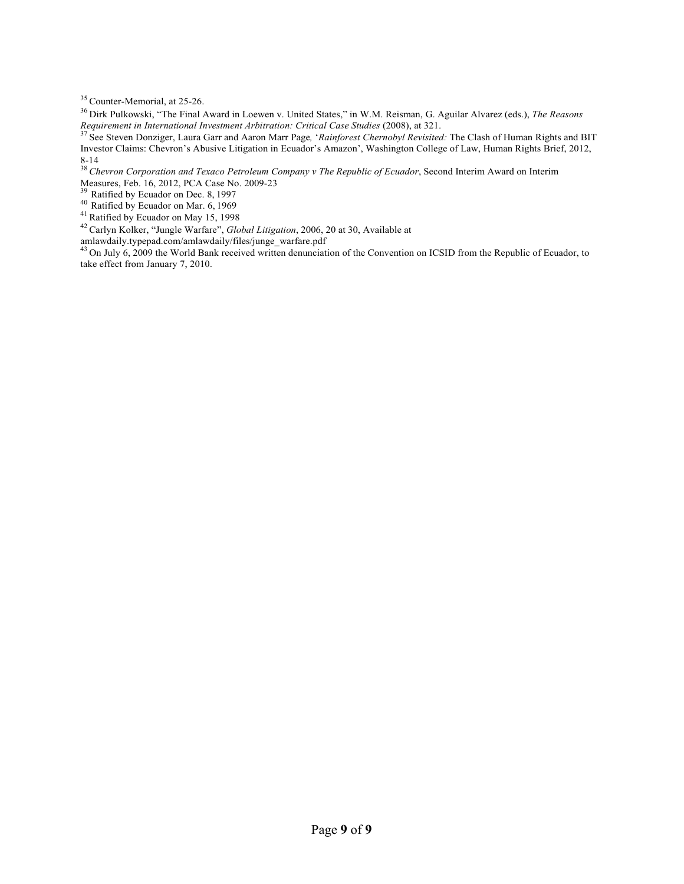[35] Counter-Memorial, at 25-26.

[36] Dirk Pulkowski, "The Final Award in Loewen v. United States," in W.M. Reisman, G. Aguilar Alvarez (eds.), *The Reasons Requirement in International Investment Arbitration: Critical Case Studies* (2008), at 321.

[37] See Steven Donziger, Laura Garr and Aaron Marr Page*,* '*Rainforest Chernobyl Revisited:* The Clash of Human Rights and BIT Investor Claims: Chevron's Abusive Litigation in Ecuador's Amazon', Washington College of Law, Human Rights Brief, 2012, 8-14

[38] *Chevron Corporation and Texaco Petroleum Company v The Republic of Ecuador*, Second Interim Award on Interim Measures, Feb. 16, 2012, PCA Case No. 2009-23

[39] Ratified by Ecuador on Dec. 8, 1997

[40] Ratified by Ecuador on Mar. 6, 1969

[41] Ratified by Ecuador on May 15, 1998

[42] Carlyn Kolker, "Jungle Warfare", *Global Litigation*, 2006, 20 at 30, Available at amlawdaily.typepad.com/amlawdaily/files/junge_warfare.pdf

[43] On July 6, 2009 the World Bank received written denunciation of the Convention on ICSID from the Republic of Ecuador, to take effect from January 7, 2010.